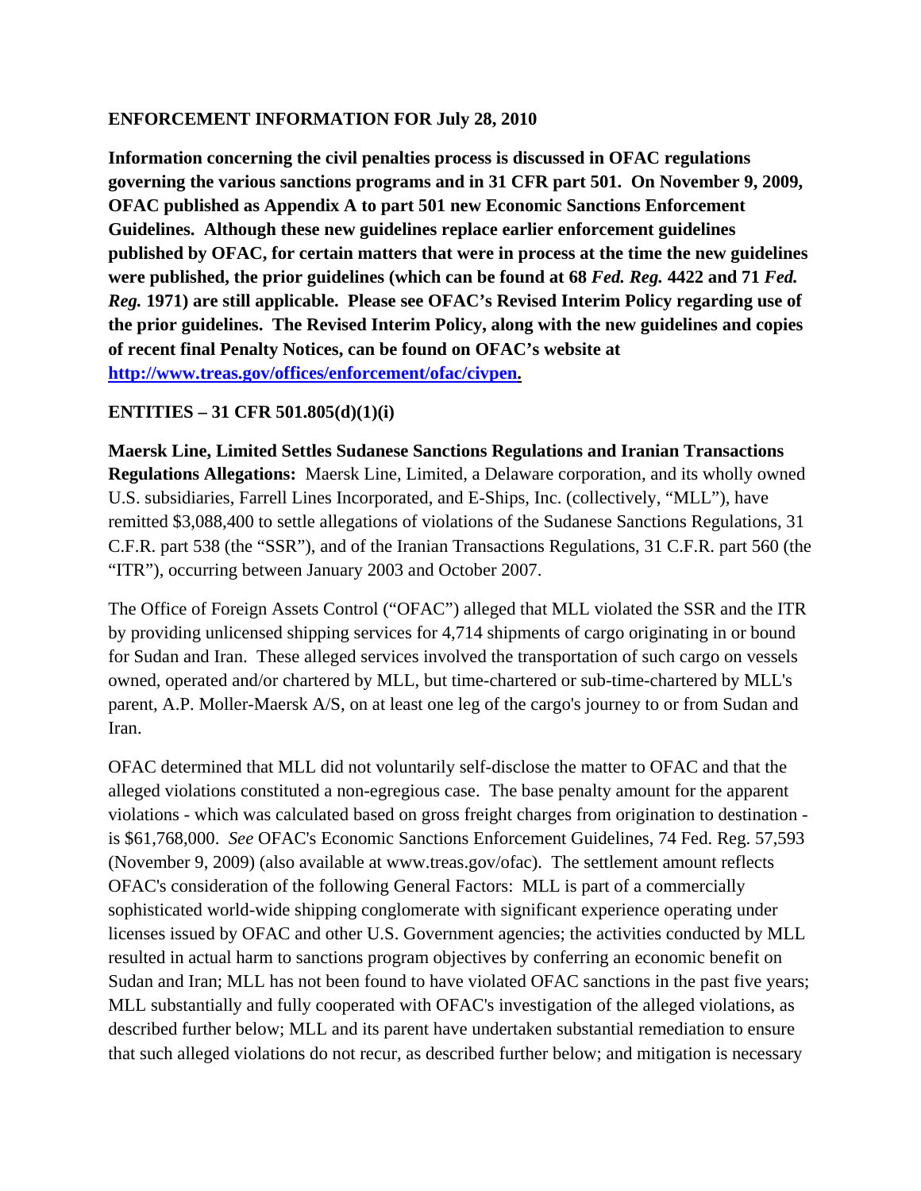**ENFORCEMENT INFORMATION FOR July 28, 2010**

**Information concerning the civil penalties process is discussed in OFAC regulations governing the various sanctions programs and in 31 CFR part 501. On November 9, 2009, OFAC published as Appendix A to part 501 new Economic Sanctions Enforcement Guidelines. Although these new guidelines replace earlier enforcement guidelines published by OFAC, for certain matters that were in process at the time the new guidelines were published, the prior guidelines (which can be found at 68 *Fed. Reg.* 4422 and 71 *Fed. Reg.* 1971) are still applicable. Please see OFAC's Revised Interim Policy regarding use of the prior guidelines. The Revised Interim Policy, along with the new guidelines and copies of recent final Penalty Notices, can be found on OFAC's website at [http://www.treas.gov/offices/enforcement/ofac/civpen](http://www.treas.gov/offices/enforcement/ofac/civpen).**

**ENTITIES – 31 CFR 501.805(d)(1)(i)**

**Maersk Line, Limited Settles Sudanese Sanctions Regulations and Iranian Transactions Regulations Allegations:** Maersk Line, Limited, a Delaware corporation, and its wholly owned U.S. subsidiaries, Farrell Lines Incorporated, and E-Ships, Inc. (collectively, "MLL"), have remitted $3,088,400 to settle allegations of violations of the Sudanese Sanctions Regulations, 31 C.F.R. part 538 (the "SSR"), and of the Iranian Transactions Regulations, 31 C.F.R. part 560 (the "ITR"), occurring between January 2003 and October 2007.

The Office of Foreign Assets Control ("OFAC") alleged that MLL violated the SSR and the ITR by providing unlicensed shipping services for 4,714 shipments of cargo originating in or bound for Sudan and Iran. These alleged services involved the transportation of such cargo on vessels owned, operated and/or chartered by MLL, but time-chartered or sub-time-chartered by MLL's parent, A.P. Moller-Maersk A/S, on at least one leg of the cargo's journey to or from Sudan and Iran.

OFAC determined that MLL did not voluntarily self-disclose the matter to OFAC and that the alleged violations constituted a non-egregious case. The base penalty amount for the apparent violations - which was calculated based on gross freight charges from origination to destination - is $61,768,000. *See* OFAC's Economic Sanctions Enforcement Guidelines, 74 Fed. Reg. 57,593 (November 9, 2009) (also available at www.treas.gov/ofac). The settlement amount reflects OFAC's consideration of the following General Factors: MLL is part of a commercially sophisticated world-wide shipping conglomerate with significant experience operating under licenses issued by OFAC and other U.S. Government agencies; the activities conducted by MLL resulted in actual harm to sanctions program objectives by conferring an economic benefit on Sudan and Iran; MLL has not been found to have violated OFAC sanctions in the past five years; MLL substantially and fully cooperated with OFAC's investigation of the alleged violations, as described further below; MLL and its parent have undertaken substantial remediation to ensure that such alleged violations do not recur, as described further below; and mitigation is necessary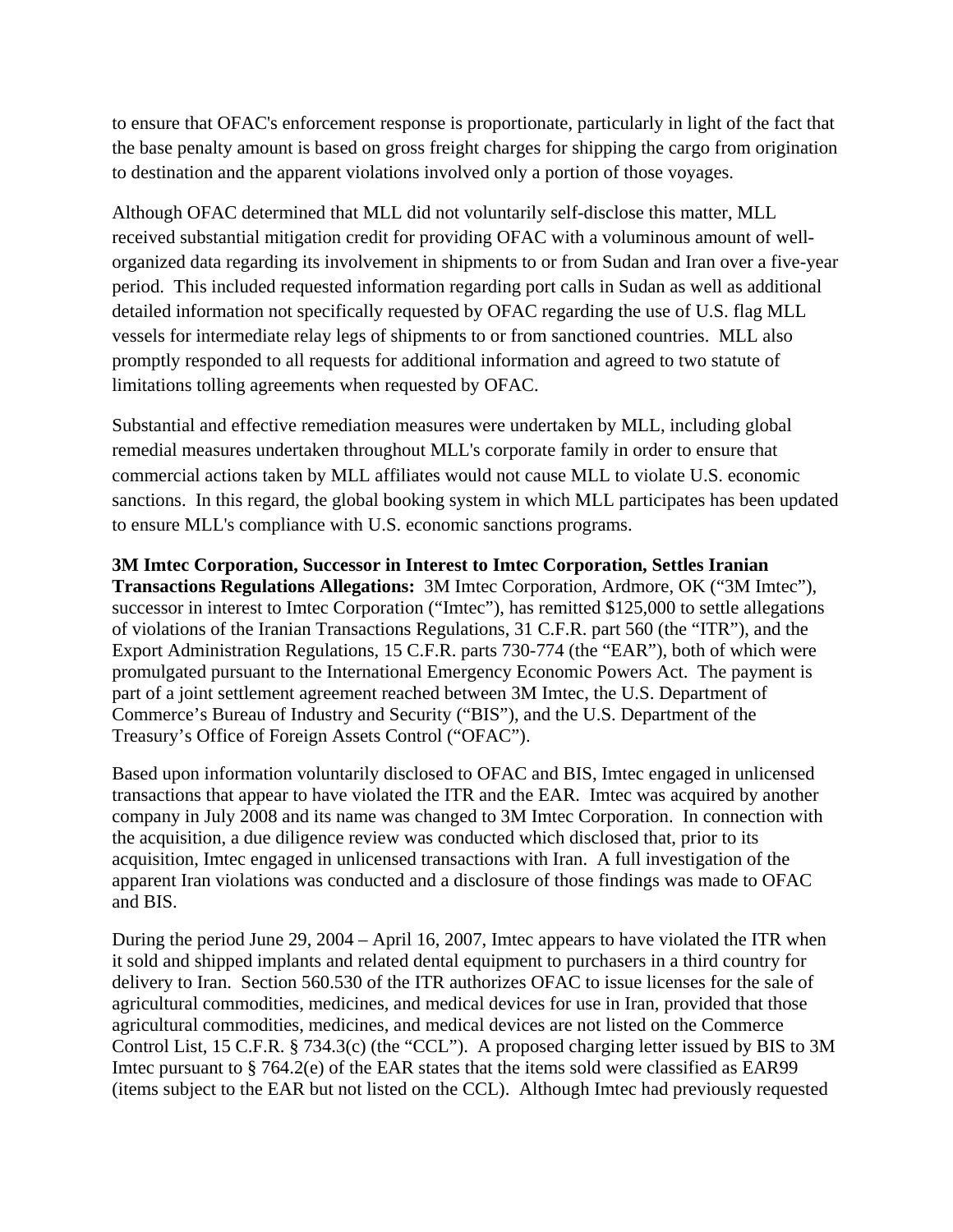to ensure that OFAC's enforcement response is proportionate, particularly in light of the fact that the base penalty amount is based on gross freight charges for shipping the cargo from origination to destination and the apparent violations involved only a portion of those voyages.

Although OFAC determined that MLL did not voluntarily self-disclose this matter, MLL received substantial mitigation credit for providing OFAC with a voluminous amount of well-organized data regarding its involvement in shipments to or from Sudan and Iran over a five-year period. This included requested information regarding port calls in Sudan as well as additional detailed information not specifically requested by OFAC regarding the use of U.S. flag MLL vessels for intermediate relay legs of shipments to or from sanctioned countries. MLL also promptly responded to all requests for additional information and agreed to two statute of limitations tolling agreements when requested by OFAC.

Substantial and effective remediation measures were undertaken by MLL, including global remedial measures undertaken throughout MLL's corporate family in order to ensure that commercial actions taken by MLL affiliates would not cause MLL to violate U.S. economic sanctions. In this regard, the global booking system in which MLL participates has been updated to ensure MLL's compliance with U.S. economic sanctions programs.

**3M Imtec Corporation, Successor in Interest to Imtec Corporation, Settles Iranian Transactions Regulations Allegations:** 3M Imtec Corporation, Ardmore, OK ("3M Imtec"), successor in interest to Imtec Corporation ("Imtec"), has remitted $125,000 to settle allegations of violations of the Iranian Transactions Regulations, 31 C.F.R. part 560 (the "ITR"), and the Export Administration Regulations, 15 C.F.R. parts 730-774 (the "EAR"), both of which were promulgated pursuant to the International Emergency Economic Powers Act. The payment is part of a joint settlement agreement reached between 3M Imtec, the U.S. Department of Commerce's Bureau of Industry and Security ("BIS"), and the U.S. Department of the Treasury's Office of Foreign Assets Control ("OFAC").

Based upon information voluntarily disclosed to OFAC and BIS, Imtec engaged in unlicensed transactions that appear to have violated the ITR and the EAR. Imtec was acquired by another company in July 2008 and its name was changed to 3M Imtec Corporation. In connection with the acquisition, a due diligence review was conducted which disclosed that, prior to its acquisition, Imtec engaged in unlicensed transactions with Iran. A full investigation of the apparent Iran violations was conducted and a disclosure of those findings was made to OFAC and BIS.

During the period June 29, 2004 – April 16, 2007, Imtec appears to have violated the ITR when it sold and shipped implants and related dental equipment to purchasers in a third country for delivery to Iran. Section 560.530 of the ITR authorizes OFAC to issue licenses for the sale of agricultural commodities, medicines, and medical devices for use in Iran, provided that those agricultural commodities, medicines, and medical devices are not listed on the Commerce Control List, 15 C.F.R. § 734.3(c) (the "CCL"). A proposed charging letter issued by BIS to 3M Imtec pursuant to § 764.2(e) of the EAR states that the items sold were classified as EAR99 (items subject to the EAR but not listed on the CCL). Although Imtec had previously requested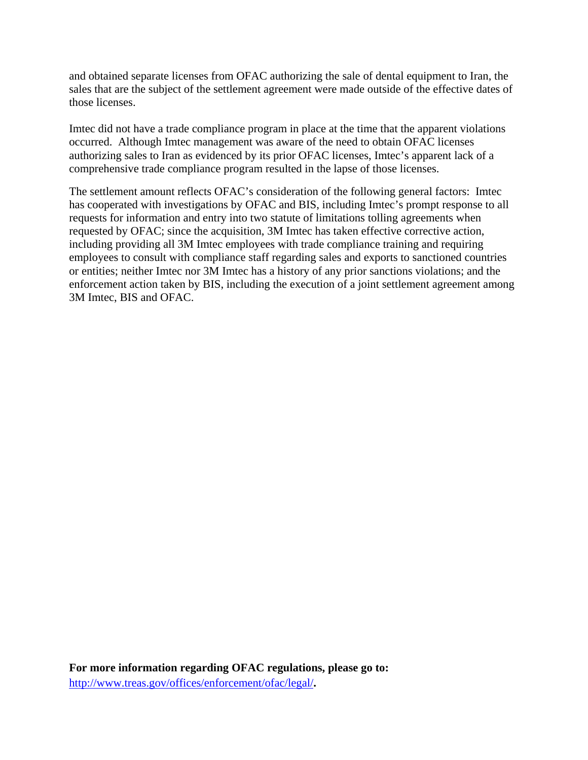and obtained separate licenses from OFAC authorizing the sale of dental equipment to Iran, the sales that are the subject of the settlement agreement were made outside of the effective dates of those licenses.

Imtec did not have a trade compliance program in place at the time that the apparent violations occurred. Although Imtec management was aware of the need to obtain OFAC licenses authorizing sales to Iran as evidenced by its prior OFAC licenses, Imtec's apparent lack of a comprehensive trade compliance program resulted in the lapse of those licenses.

The settlement amount reflects OFAC's consideration of the following general factors: Imtec has cooperated with investigations by OFAC and BIS, including Imtec's prompt response to all requests for information and entry into two statute of limitations tolling agreements when requested by OFAC; since the acquisition, 3M Imtec has taken effective corrective action, including providing all 3M Imtec employees with trade compliance training and requiring employees to consult with compliance staff regarding sales and exports to sanctioned countries or entities; neither Imtec nor 3M Imtec has a history of any prior sanctions violations; and the enforcement action taken by BIS, including the execution of a joint settlement agreement among 3M Imtec, BIS and OFAC.

**For more information regarding OFAC regulations, please go to:**
[http://www.treas.gov/offices/enforcement/ofac/legal/](http://www.treas.gov/offices/enforcement/ofac/legal/)**.**